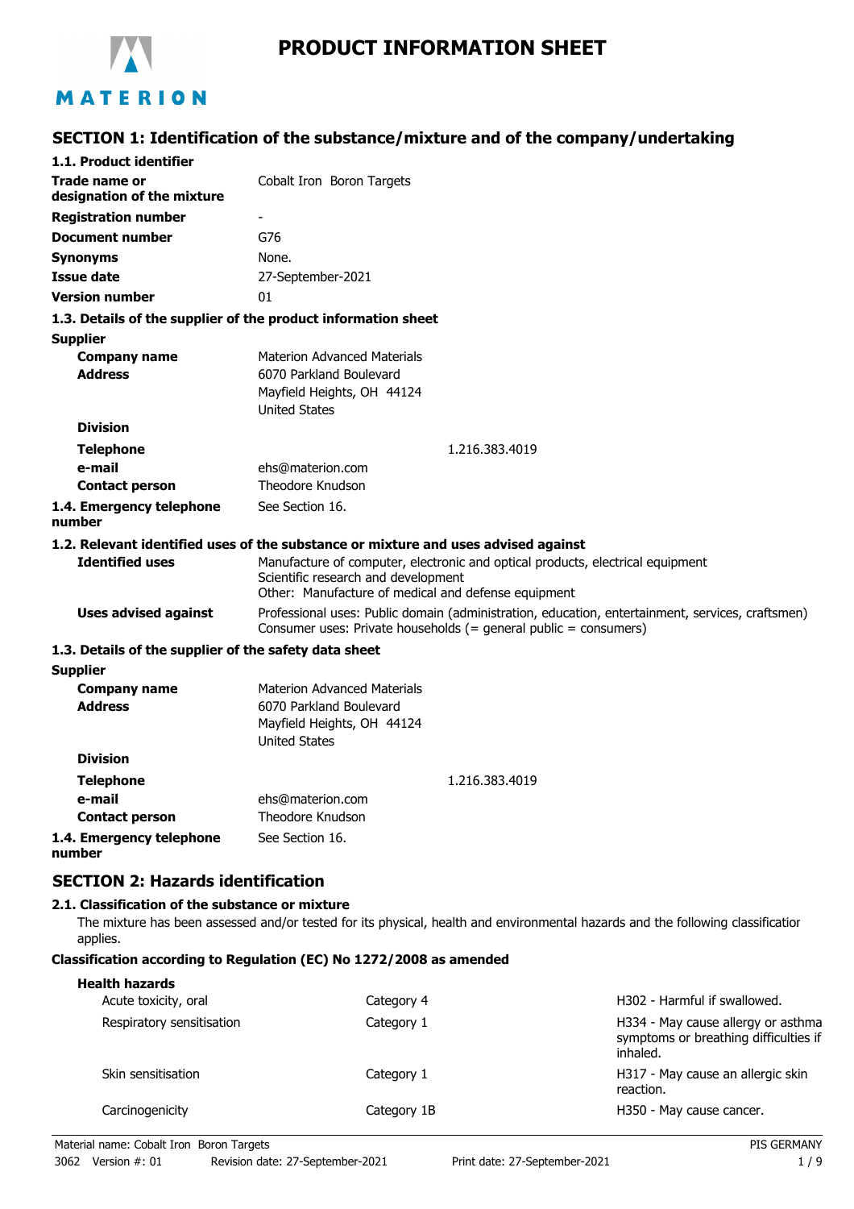# PRODUCT INFORMATION SHEET

## SECTION 1: Identification of the substance/mixture and of the company/undertaking

### 1.1. Product identifier

| | |
|---|---|
| **Trade name or designation of the mixture** | Cobalt Iron Boron Targets |
| **Registration number** | - |
| **Document number** | G76 |
| **Synonyms** | None. |
| **Issue date** | 27-September-2021 |
| **Version number** | 01 |

### 1.3. Details of the supplier of the product information sheet

**Supplier**

| | |
|---|---|
| **Company name** | Materion Advanced Materials |
| **Address** | 6070 Parkland Boulevard<br>Mayfield Heights, OH 44124<br>United States |
| **Division** | |
| **Telephone** | 1.216.383.4019 |
| **e-mail** | ehs@materion.com |
| **Contact person** | Theodore Knudson |
| **1.4. Emergency telephone number** | See Section 16. |

### 1.2. Relevant identified uses of the substance or mixture and uses advised against

| | |
|---|---|
| **Identified uses** | Manufacture of computer, electronic and optical products, electrical equipment<br>Scientific research and development<br>Other: Manufacture of medical and defense equipment |
| **Uses advised against** | Professional uses: Public domain (administration, education, entertainment, services, craftsmen)<br>Consumer uses: Private households (= general public = consumers) |

### 1.3. Details of the supplier of the safety data sheet

**Supplier**

| | |
|---|---|
| **Company name** | Materion Advanced Materials |
| **Address** | 6070 Parkland Boulevard<br>Mayfield Heights, OH 44124<br>United States |
| **Division** | |
| **Telephone** | 1.216.383.4019 |
| **e-mail** | ehs@materion.com |
| **Contact person** | Theodore Knudson |
| **1.4. Emergency telephone number** | See Section 16. |

## SECTION 2: Hazards identification

### 2.1. Classification of the substance or mixture

The mixture has been assessed and/or tested for its physical, health and environmental hazards and the following classification applies.

**Classification according to Regulation (EC) No 1272/2008 as amended**

**Health hazards**

| | | |
|---|---|---|
| Acute toxicity, oral | Category 4 | H302 - Harmful if swallowed. |
| Respiratory sensitisation | Category 1 | H334 - May cause allergy or asthma symptoms or breathing difficulties if inhaled. |
| Skin sensitisation | Category 1 | H317 - May cause an allergic skin reaction. |
| Carcinogenicity | Category 1B | H350 - May cause cancer. |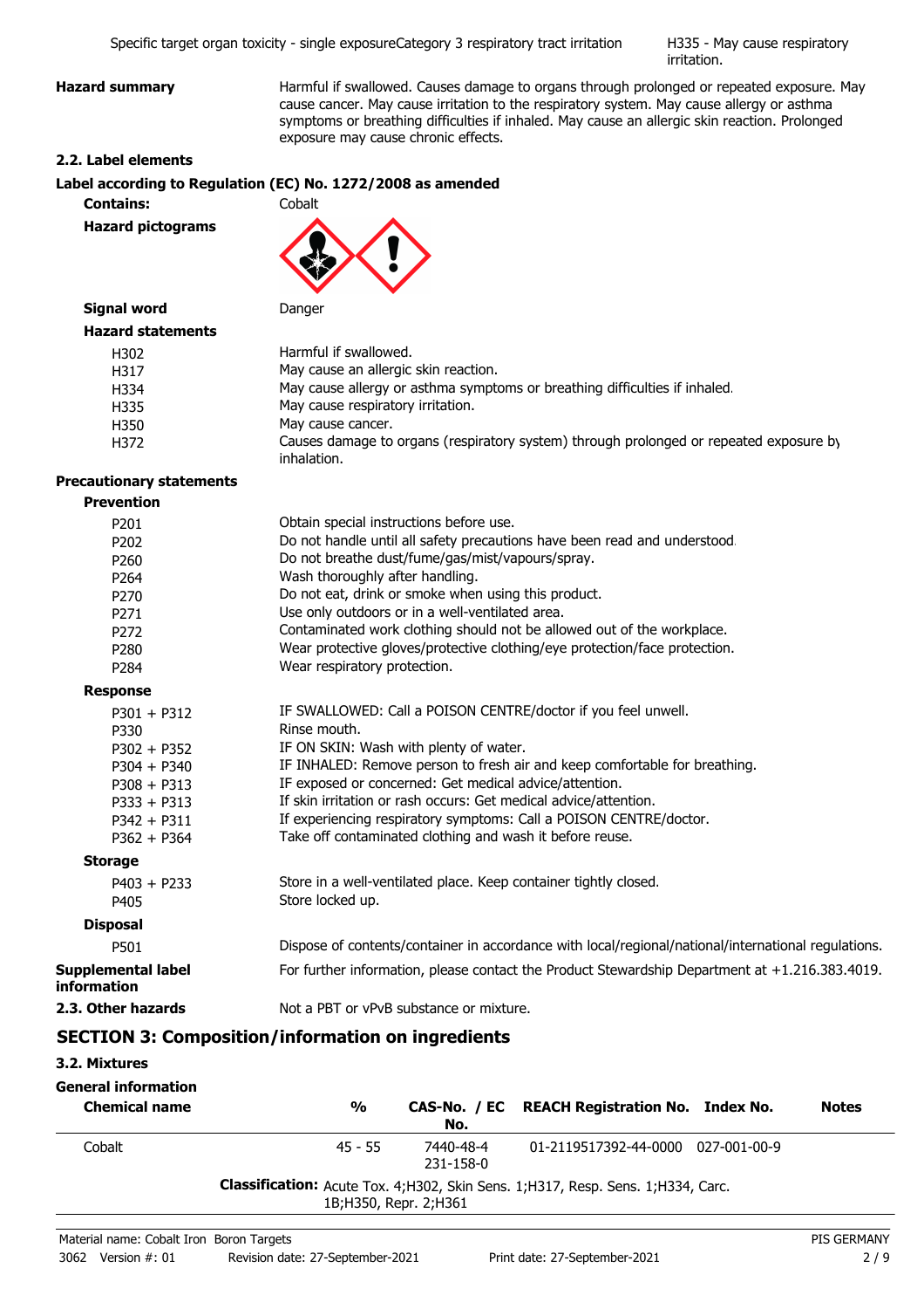| | | |
|---|---|---|
| Specific target organ toxicity - single exposure | Category 3 respiratory tract irritation | H335 - May cause respiratory irritation. |

**Hazard summary** Harmful if swallowed. Causes damage to organs through prolonged or repeated exposure. May cause cancer. May cause irritation to the respiratory system. May cause allergy or asthma symptoms or breathing difficulties if inhaled. May cause an allergic skin reaction. Prolonged exposure may cause chronic effects.

### 2.2. Label elements

**Label according to Regulation (EC) No. 1272/2008 as amended**

**Contains:** Cobalt

**Hazard pictograms**

**Signal word** Danger

**Hazard statements**

| | |
|---|---|
| H302 | Harmful if swallowed. |
| H317 | May cause an allergic skin reaction. |
| H334 | May cause allergy or asthma symptoms or breathing difficulties if inhaled. |
| H335 | May cause respiratory irritation. |
| H350 | May cause cancer. |
| H372 | Causes damage to organs (respiratory system) through prolonged or repeated exposure by inhalation. |

**Precautionary statements**

**Prevention**

| | |
|---|---|
| P201 | Obtain special instructions before use. |
| P202 | Do not handle until all safety precautions have been read and understood. |
| P260 | Do not breathe dust/fume/gas/mist/vapours/spray. |
| P264 | Wash thoroughly after handling. |
| P270 | Do not eat, drink or smoke when using this product. |
| P271 | Use only outdoors or in a well-ventilated area. |
| P272 | Contaminated work clothing should not be allowed out of the workplace. |
| P280 | Wear protective gloves/protective clothing/eye protection/face protection. |
| P284 | Wear respiratory protection. |

**Response**

| | |
|---|---|
| P301 + P312 | IF SWALLOWED: Call a POISON CENTRE/doctor if you feel unwell. |
| P330 | Rinse mouth. |
| P302 + P352 | IF ON SKIN: Wash with plenty of water. |
| P304 + P340 | IF INHALED: Remove person to fresh air and keep comfortable for breathing. |
| P308 + P313 | IF exposed or concerned: Get medical advice/attention. |
| P333 + P313 | If skin irritation or rash occurs: Get medical advice/attention. |
| P342 + P311 | If experiencing respiratory symptoms: Call a POISON CENTRE/doctor. |
| P362 + P364 | Take off contaminated clothing and wash it before reuse. |

**Storage**

| | |
|---|---|
| P403 + P233 | Store in a well-ventilated place. Keep container tightly closed. |
| P405 | Store locked up. |

**Disposal**

| | |
|---|---|
| P501 | Dispose of contents/container in accordance with local/regional/national/international regulations. |

**Supplemental label information** For further information, please contact the Product Stewardship Department at +1.216.383.4019.

**2.3. Other hazards** Not a PBT or vPvB substance or mixture.

## SECTION 3: Composition/information on ingredients

### 3.2. Mixtures

**General information**

| Chemical name | % | CAS-No. / EC No. | REACH Registration No. | Index No. | Notes |
|---|---|---|---|---|---|
| Cobalt | 45 - 55 | 7440-48-4<br>231-158-0 | 01-2119517392-44-0000 | 027-001-00-9 | |
| **Classification:** Acute Tox. 4;H302, Skin Sens. 1;H317, Resp. Sens. 1;H334, Carc. 1B;H350, Repr. 2;H361 | | | | | |

Material name: Cobalt Iron Boron Targets
3062 Version #: 01 Revision date: 27-September-2021 Print date: 27-September-2021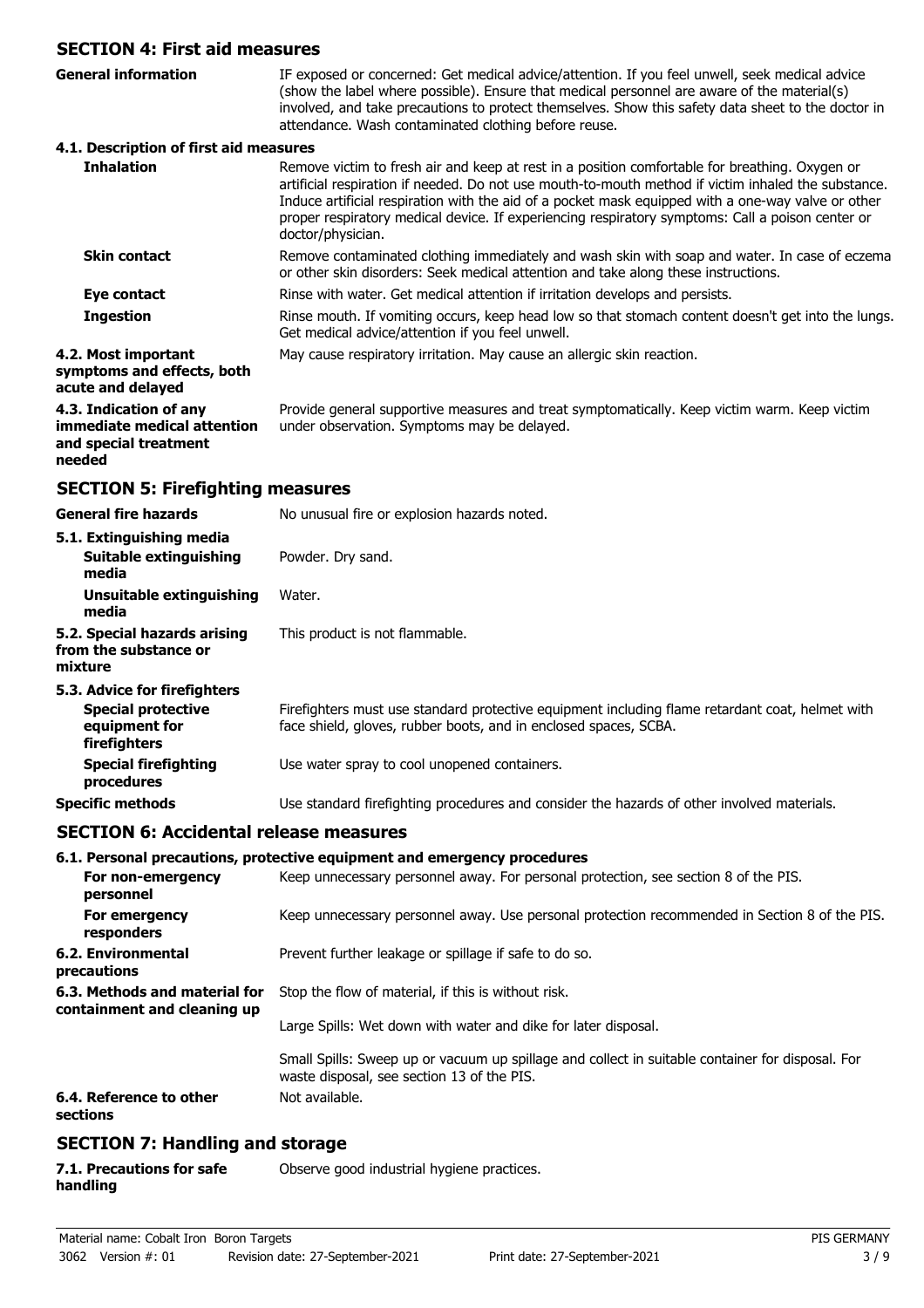## SECTION 4: First aid measures

**General information**

IF exposed or concerned: Get medical advice/attention. If you feel unwell, seek medical advice (show the label where possible). Ensure that medical personnel are aware of the material(s) involved, and take precautions to protect themselves. Show this safety data sheet to the doctor in attendance. Wash contaminated clothing before reuse.

### 4.1. Description of first aid measures

**Inhalation**

Remove victim to fresh air and keep at rest in a position comfortable for breathing. Oxygen or artificial respiration if needed. Do not use mouth-to-mouth method if victim inhaled the substance. Induce artificial respiration with the aid of a pocket mask equipped with a one-way valve or other proper respiratory medical device. If experiencing respiratory symptoms: Call a poison center or doctor/physician.

**Skin contact**

Remove contaminated clothing immediately and wash skin with soap and water. In case of eczema or other skin disorders: Seek medical attention and take along these instructions.

**Eye contact**

Rinse with water. Get medical attention if irritation develops and persists.

**Ingestion**

Rinse mouth. If vomiting occurs, keep head low so that stomach content doesn't get into the lungs. Get medical advice/attention if you feel unwell.

**4.2. Most important symptoms and effects, both acute and delayed**

May cause respiratory irritation. May cause an allergic skin reaction.

**4.3. Indication of any immediate medical attention and special treatment needed**

Provide general supportive measures and treat symptomatically. Keep victim warm. Keep victim under observation. Symptoms may be delayed.

## SECTION 5: Firefighting measures

**General fire hazards**

No unusual fire or explosion hazards noted.

### 5.1. Extinguishing media

**Suitable extinguishing media**

Powder. Dry sand.

**Unsuitable extinguishing media**

Water.

**5.2. Special hazards arising from the substance or mixture**

This product is not flammable.

### 5.3. Advice for firefighters

**Special protective equipment for firefighters**

Firefighters must use standard protective equipment including flame retardant coat, helmet with face shield, gloves, rubber boots, and in enclosed spaces, SCBA.

**Special firefighting procedures**

Use water spray to cool unopened containers.

**Specific methods**

Use standard firefighting procedures and consider the hazards of other involved materials.

## SECTION 6: Accidental release measures

### 6.1. Personal precautions, protective equipment and emergency procedures

**For non-emergency personnel**

Keep unnecessary personnel away. For personal protection, see section 8 of the PIS.

**For emergency responders**

Keep unnecessary personnel away. Use personal protection recommended in Section 8 of the PIS.

**6.2. Environmental precautions**

Prevent further leakage or spillage if safe to do so.

**6.3. Methods and material for containment and cleaning up**

Stop the flow of material, if this is without risk.

Large Spills: Wet down with water and dike for later disposal.

Small Spills: Sweep up or vacuum up spillage and collect in suitable container for disposal. For waste disposal, see section 13 of the PIS.

**6.4. Reference to other sections**

Not available.

## SECTION 7: Handling and storage

**7.1. Precautions for safe handling**

Observe good industrial hygiene practices.

Material name: Cobalt Iron Boron Targets

3062 Version #: 01 Revision date: 27-September-2021 Print date: 27-September-2021

PIS GERMANY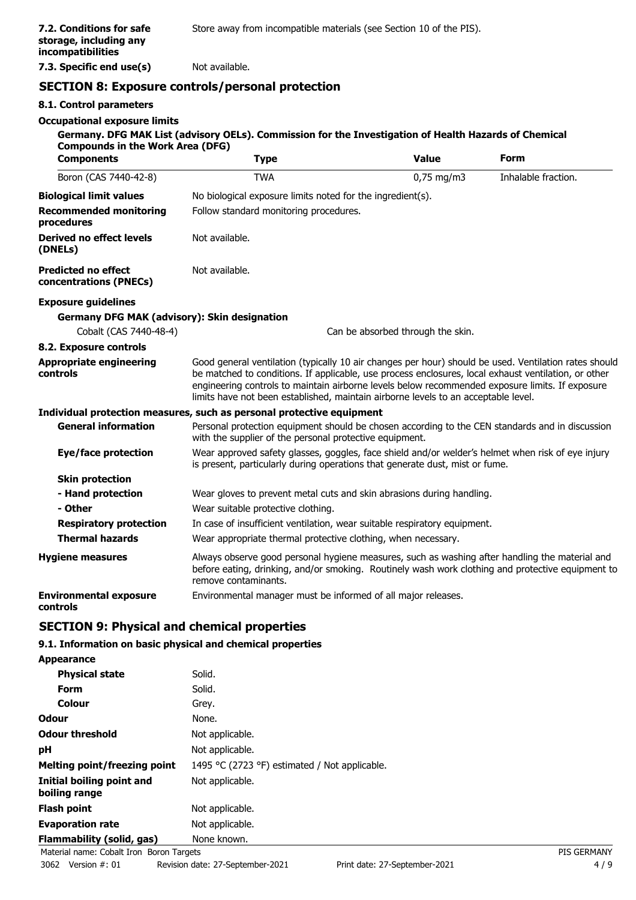**7.2. Conditions for safe storage, including any incompatibilities** Store away from incompatible materials (see Section 10 of the PIS).

**7.3. Specific end use(s)** Not available.

## SECTION 8: Exposure controls/personal protection

### 8.1. Control parameters

**Occupational exposure limits**

**Germany. DFG MAK List (advisory OELs). Commission for the Investigation of Health Hazards of Chemical Compounds in the Work Area (DFG)**

| Components | Type | Value | Form |
|---|---|---|---|
| Boron (CAS 7440-42-8) | TWA | 0,75 mg/m3 | Inhalable fraction. |

**Biological limit values** No biological exposure limits noted for the ingredient(s).

**Recommended monitoring procedures** Follow standard monitoring procedures.

**Derived no effect levels (DNELs)** Not available.

**Predicted no effect concentrations (PNECs)** Not available.

**Exposure guidelines**

**Germany DFG MAK (advisory): Skin designation**

Cobalt (CAS 7440-48-4) Can be absorbed through the skin.

### 8.2. Exposure controls

**Appropriate engineering controls** Good general ventilation (typically 10 air changes per hour) should be used. Ventilation rates should be matched to conditions. If applicable, use process enclosures, local exhaust ventilation, or other engineering controls to maintain airborne levels below recommended exposure limits. If exposure limits have not been established, maintain airborne levels to an acceptable level.

**Individual protection measures, such as personal protective equipment**

**General information** Personal protection equipment should be chosen according to the CEN standards and in discussion with the supplier of the personal protective equipment.

**Eye/face protection** Wear approved safety glasses, goggles, face shield and/or welder's helmet when risk of eye injury is present, particularly during operations that generate dust, mist or fume.

**Skin protection**

**- Hand protection** Wear gloves to prevent metal cuts and skin abrasions during handling.

**- Other** Wear suitable protective clothing.

**Respiratory protection** In case of insufficient ventilation, wear suitable respiratory equipment.

**Thermal hazards** Wear appropriate thermal protective clothing, when necessary.

**Hygiene measures** Always observe good personal hygiene measures, such as washing after handling the material and before eating, drinking, and/or smoking. Routinely wash work clothing and protective equipment to remove contaminants.

**Environmental exposure controls** Environmental manager must be informed of all major releases.

## SECTION 9: Physical and chemical properties

### 9.1. Information on basic physical and chemical properties

**Appearance**

| | |
|---|---|
| **Physical state** | Solid. |
| **Form** | Solid. |
| **Colour** | Grey. |
| **Odour** | None. |
| **Odour threshold** | Not applicable. |
| **pH** | Not applicable. |
| **Melting point/freezing point** | 1495 °C (2723 °F) estimated / Not applicable. |
| **Initial boiling point and boiling range** | Not applicable. |
| **Flash point** | Not applicable. |
| **Evaporation rate** | Not applicable. |
| **Flammability (solid, gas)** | None known. |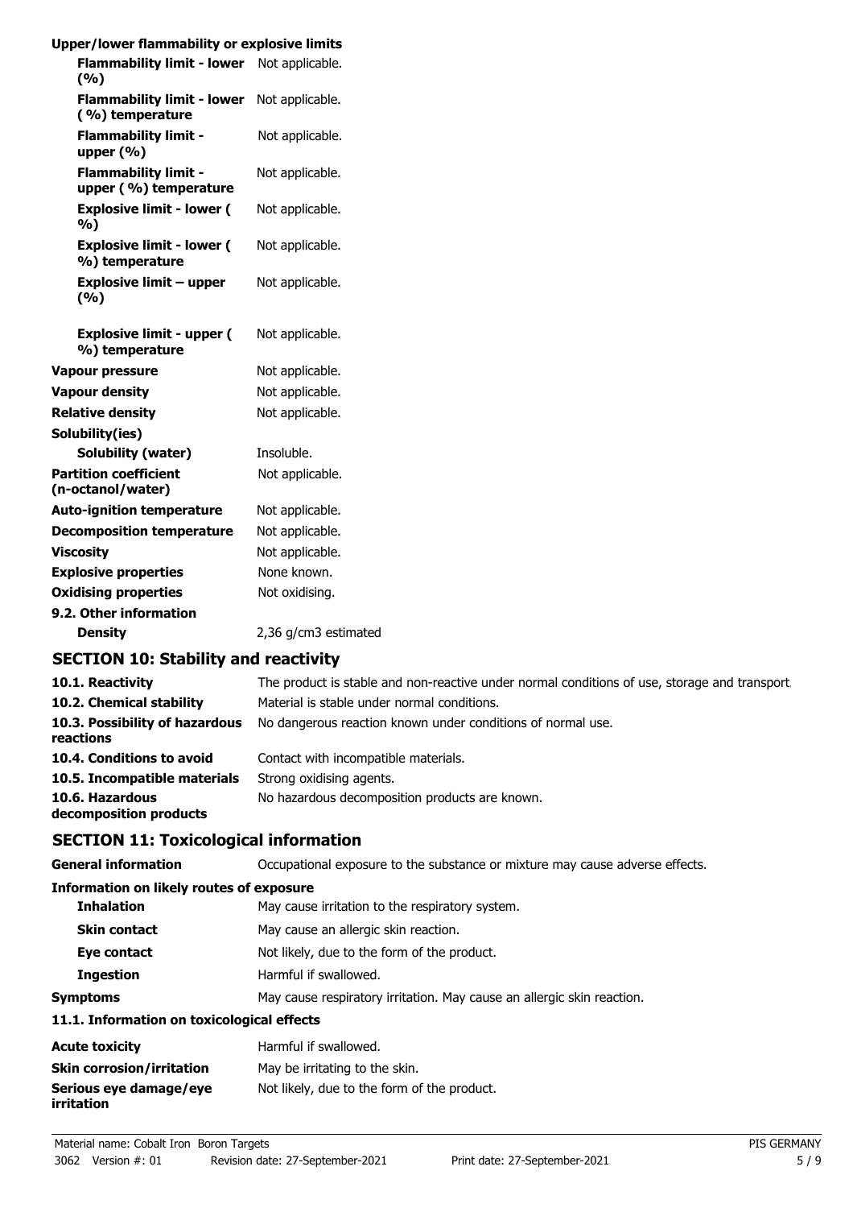**Upper/lower flammability or explosive limits**

| | |
|---|---|
| **Flammability limit - lower (%)** | Not applicable. |
| **Flammability limit - lower (%) temperature** | Not applicable. |
| **Flammability limit - upper (%)** | Not applicable. |
| **Flammability limit - upper (%) temperature** | Not applicable. |
| **Explosive limit - lower (%)** | Not applicable. |
| **Explosive limit - lower (%) temperature** | Not applicable. |
| **Explosive limit – upper (%)** | Not applicable. |
| **Explosive limit - upper (%) temperature** | Not applicable. |
| **Vapour pressure** | Not applicable. |
| **Vapour density** | Not applicable. |
| **Relative density** | Not applicable. |
| **Solubility(ies)** | |
| **Solubility (water)** | Insoluble. |
| **Partition coefficient (n-octanol/water)** | Not applicable. |
| **Auto-ignition temperature** | Not applicable. |
| **Decomposition temperature** | Not applicable. |
| **Viscosity** | Not applicable. |
| **Explosive properties** | None known. |
| **Oxidising properties** | Not oxidising. |
| **9.2. Other information** | |
| **Density** | 2,36 g/cm3 estimated |

## SECTION 10: Stability and reactivity

| | |
|---|---|
| **10.1. Reactivity** | The product is stable and non-reactive under normal conditions of use, storage and transport. |
| **10.2. Chemical stability** | Material is stable under normal conditions. |
| **10.3. Possibility of hazardous reactions** | No dangerous reaction known under conditions of normal use. |
| **10.4. Conditions to avoid** | Contact with incompatible materials. |
| **10.5. Incompatible materials** | Strong oxidising agents. |
| **10.6. Hazardous decomposition products** | No hazardous decomposition products are known. |

## SECTION 11: Toxicological information

| | |
|---|---|
| **General information** | Occupational exposure to the substance or mixture may cause adverse effects. |
| **Information on likely routes of exposure** | |
| **Inhalation** | May cause irritation to the respiratory system. |
| **Skin contact** | May cause an allergic skin reaction. |
| **Eye contact** | Not likely, due to the form of the product. |
| **Ingestion** | Harmful if swallowed. |
| **Symptoms** | May cause respiratory irritation. May cause an allergic skin reaction. |
| **11.1. Information on toxicological effects** | |
| **Acute toxicity** | Harmful if swallowed. |
| **Skin corrosion/irritation** | May be irritating to the skin. |
| **Serious eye damage/eye irritation** | Not likely, due to the form of the product. |

Material name: Cobalt Iron Boron Targets
3062 Version #: 01 Revision date: 27-September-2021 Print date: 27-September-2021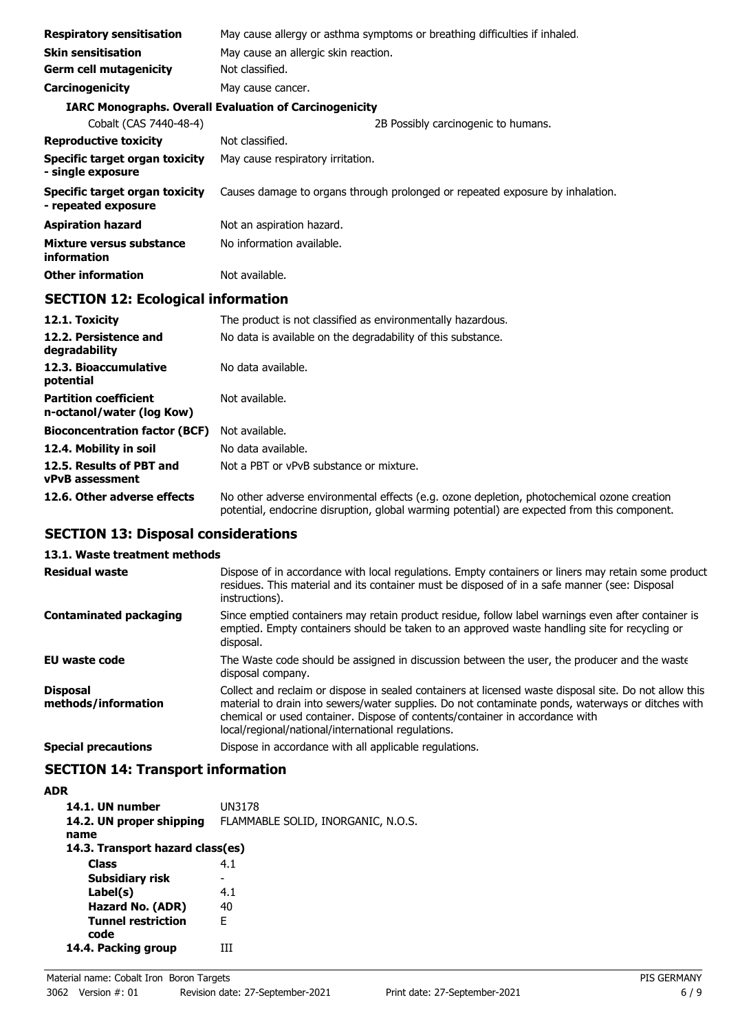| | |
|---|---|
| **Respiratory sensitisation** | May cause allergy or asthma symptoms or breathing difficulties if inhaled. |
| **Skin sensitisation** | May cause an allergic skin reaction. |
| **Germ cell mutagenicity** | Not classified. |
| **Carcinogenicity** | May cause cancer. |

**IARC Monographs. Overall Evaluation of Carcinogenicity**

| | |
|---|---|
| Cobalt (CAS 7440-48-4) | 2B Possibly carcinogenic to humans. |
| **Reproductive toxicity** | Not classified. |
| **Specific target organ toxicity - single exposure** | May cause respiratory irritation. |
| **Specific target organ toxicity - repeated exposure** | Causes damage to organs through prolonged or repeated exposure by inhalation. |
| **Aspiration hazard** | Not an aspiration hazard. |
| **Mixture versus substance information** | No information available. |
| **Other information** | Not available. |

## SECTION 12: Ecological information

| | |
|---|---|
| **12.1. Toxicity** | The product is not classified as environmentally hazardous. |
| **12.2. Persistence and degradability** | No data is available on the degradability of this substance. |
| **12.3. Bioaccumulative potential** | No data available. |
| **Partition coefficient n-octanol/water (log Kow)** | Not available. |
| **Bioconcentration factor (BCF)** | Not available. |
| **12.4. Mobility in soil** | No data available. |
| **12.5. Results of PBT and vPvB assessment** | Not a PBT or vPvB substance or mixture. |
| **12.6. Other adverse effects** | No other adverse environmental effects (e.g. ozone depletion, photochemical ozone creation potential, endocrine disruption, global warming potential) are expected from this component. |

## SECTION 13: Disposal considerations

**13.1. Waste treatment methods**

| | |
|---|---|
| **Residual waste** | Dispose of in accordance with local regulations. Empty containers or liners may retain some product residues. This material and its container must be disposed of in a safe manner (see: Disposal instructions). |
| **Contaminated packaging** | Since emptied containers may retain product residue, follow label warnings even after container is emptied. Empty containers should be taken to an approved waste handling site for recycling or disposal. |
| **EU waste code** | The Waste code should be assigned in discussion between the user, the producer and the waste disposal company. |
| **Disposal methods/information** | Collect and reclaim or dispose in sealed containers at licensed waste disposal site. Do not allow this material to drain into sewers/water supplies. Do not contaminate ponds, waterways or ditches with chemical or used container. Dispose of contents/container in accordance with local/regional/national/international regulations. |
| **Special precautions** | Dispose in accordance with all applicable regulations. |

## SECTION 14: Transport information

**ADR**

| | |
|---|---|
| **14.1. UN number** | UN3178 |
| **14.2. UN proper shipping name** | FLAMMABLE SOLID, INORGANIC, N.O.S. |
| **14.3. Transport hazard class(es)** | |
| **Class** | 4.1 |
| **Subsidiary risk** | - |
| **Label(s)** | 4.1 |
| **Hazard No. (ADR)** | 40 |
| **Tunnel restriction code** | E |
| **14.4. Packing group** | III |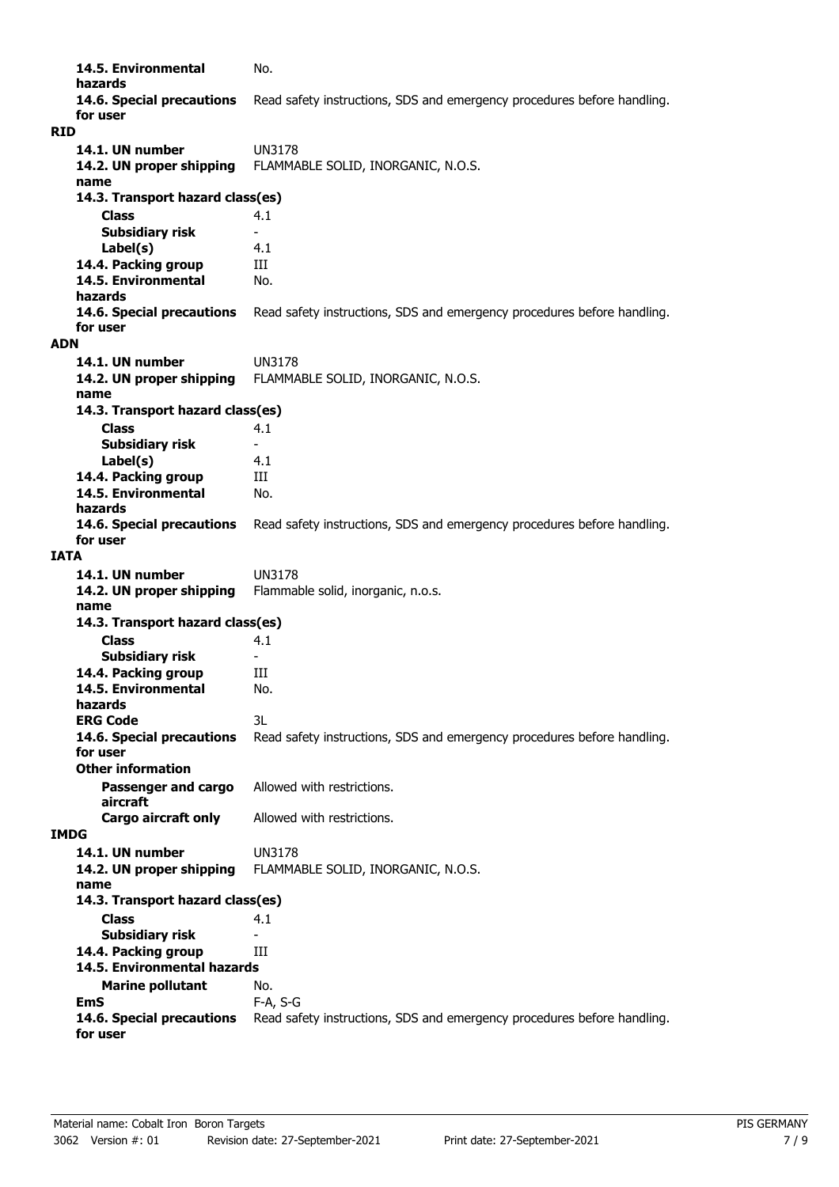**14.5. Environmental hazards** No.

**14.6. Special precautions for user** Read safety instructions, SDS and emergency procedures before handling.

**RID**

**14.1. UN number** UN3178

**14.2. UN proper shipping name** FLAMMABLE SOLID, INORGANIC, N.O.S.

**14.3. Transport hazard class(es)**

**Class** 4.1

**Subsidiary risk** -

**Label(s)** 4.1

**14.4. Packing group** III

**14.5. Environmental hazards** No.

**14.6. Special precautions for user** Read safety instructions, SDS and emergency procedures before handling.

**ADN**

**14.1. UN number** UN3178

**14.2. UN proper shipping name** FLAMMABLE SOLID, INORGANIC, N.O.S.

**14.3. Transport hazard class(es)**

**Class** 4.1

**Subsidiary risk** -

**Label(s)** 4.1

**14.4. Packing group** III

**14.5. Environmental hazards** No.

**14.6. Special precautions for user** Read safety instructions, SDS and emergency procedures before handling.

**IATA**

**14.1. UN number** UN3178

**14.2. UN proper shipping name** Flammable solid, inorganic, n.o.s.

**14.3. Transport hazard class(es)**

**Class** 4.1

**Subsidiary risk** -

**14.4. Packing group** III

**14.5. Environmental hazards** No.

**ERG Code** 3L

**14.6. Special precautions for user** Read safety instructions, SDS and emergency procedures before handling.

**Other information**

**Passenger and cargo aircraft** Allowed with restrictions.

**Cargo aircraft only** Allowed with restrictions.

**IMDG**

**14.1. UN number** UN3178

**14.2. UN proper shipping name** FLAMMABLE SOLID, INORGANIC, N.O.S.

**14.3. Transport hazard class(es)**

**Class** 4.1

**Subsidiary risk** -

**14.4. Packing group** III

**14.5. Environmental hazards**

**Marine pollutant** No.

**EmS** F-A, S-G

**14.6. Special precautions for user** Read safety instructions, SDS and emergency procedures before handling.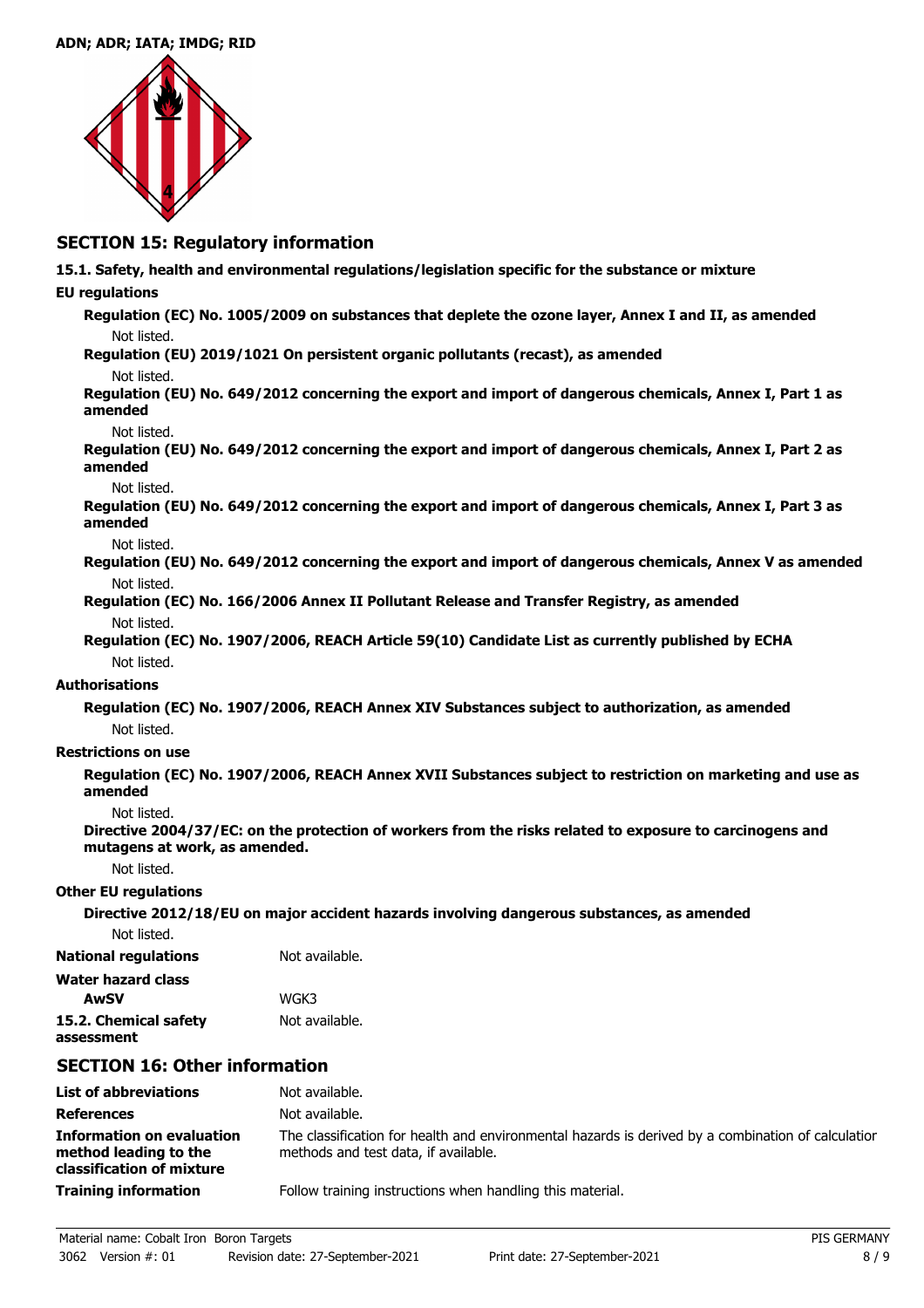ADN; ADR; IATA; IMDG; RID

## SECTION 15: Regulatory information

**15.1. Safety, health and environmental regulations/legislation specific for the substance or mixture**

**EU regulations**

**Regulation (EC) No. 1005/2009 on substances that deplete the ozone layer, Annex I and II, as amended**

Not listed.

**Regulation (EU) 2019/1021 On persistent organic pollutants (recast), as amended**

Not listed.

**Regulation (EU) No. 649/2012 concerning the export and import of dangerous chemicals, Annex I, Part 1 as amended**

Not listed.

**Regulation (EU) No. 649/2012 concerning the export and import of dangerous chemicals, Annex I, Part 2 as amended**

Not listed.

**Regulation (EU) No. 649/2012 concerning the export and import of dangerous chemicals, Annex I, Part 3 as amended**

Not listed.

**Regulation (EU) No. 649/2012 concerning the export and import of dangerous chemicals, Annex V as amended**

Not listed.

**Regulation (EC) No. 166/2006 Annex II Pollutant Release and Transfer Registry, as amended**

Not listed.

**Regulation (EC) No. 1907/2006, REACH Article 59(10) Candidate List as currently published by ECHA**

Not listed.

**Authorisations**

**Regulation (EC) No. 1907/2006, REACH Annex XIV Substances subject to authorization, as amended**

Not listed.

**Restrictions on use**

**Regulation (EC) No. 1907/2006, REACH Annex XVII Substances subject to restriction on marketing and use as amended**

Not listed.

**Directive 2004/37/EC: on the protection of workers from the risks related to exposure to carcinogens and mutagens at work, as amended.**

Not listed.

**Other EU regulations**

**Directive 2012/18/EU on major accident hazards involving dangerous substances, as amended**

Not listed.

**National regulations** Not available.

**Water hazard class**

**AwSV** WGK3

**15.2. Chemical safety assessment** Not available.

## SECTION 16: Other information

**List of abbreviations** Not available.

**References** Not available.

**Information on evaluation method leading to the classification of mixture** The classification for health and environmental hazards is derived by a combination of calculation methods and test data, if available.

**Training information** Follow training instructions when handling this material.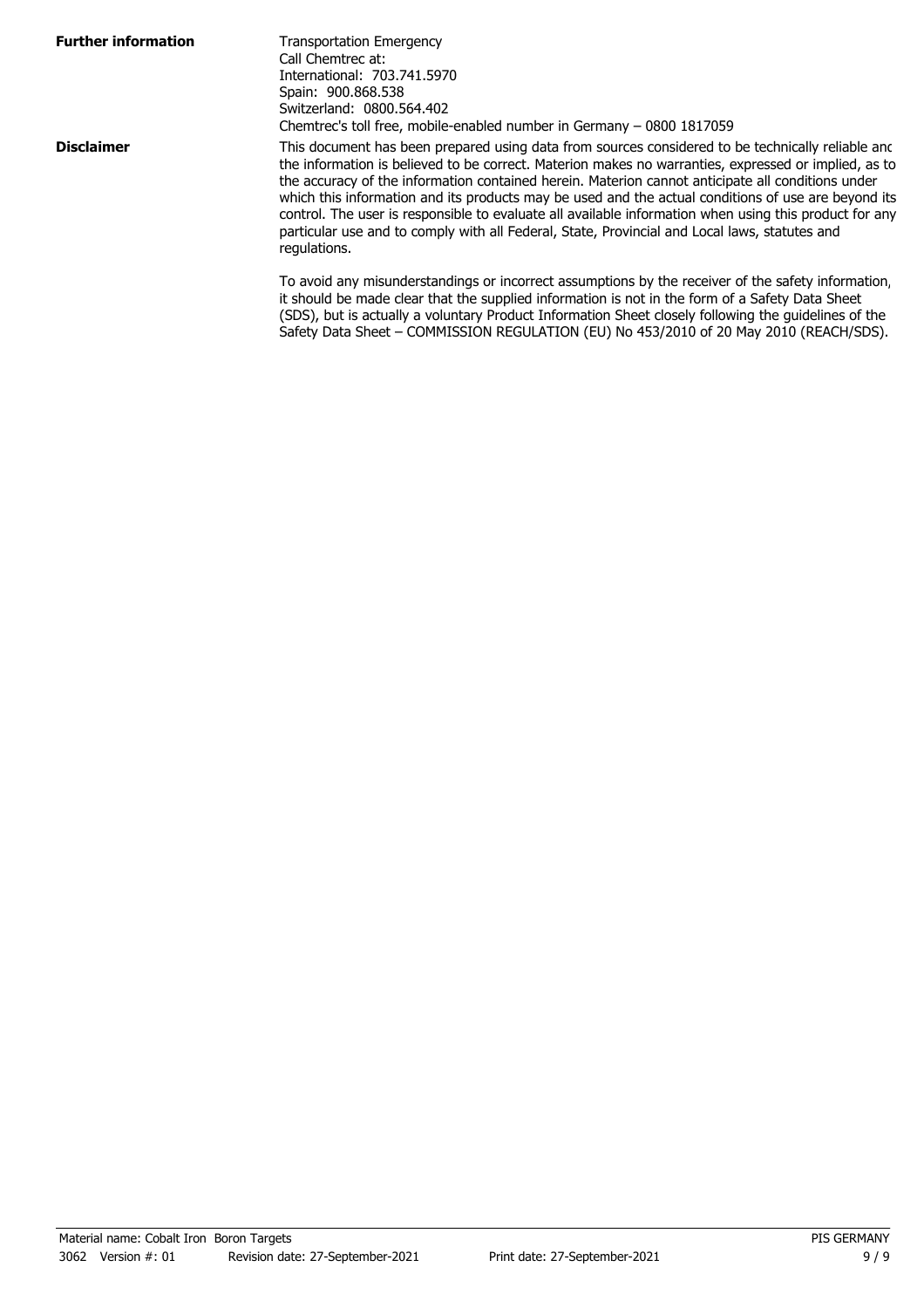**Further information**

Transportation Emergency
Call Chemtrec at:
International: 703.741.5970
Spain: 900.868.538
Switzerland: 0800.564.402
Chemtrec's toll free, mobile-enabled number in Germany – 0800 1817059

**Disclaimer**

This document has been prepared using data from sources considered to be technically reliable and the information is believed to be correct. Materion makes no warranties, expressed or implied, as to the accuracy of the information contained herein. Materion cannot anticipate all conditions under which this information and its products may be used and the actual conditions of use are beyond its control. The user is responsible to evaluate all available information when using this product for any particular use and to comply with all Federal, State, Provincial and Local laws, statutes and regulations.

To avoid any misunderstandings or incorrect assumptions by the receiver of the safety information, it should be made clear that the supplied information is not in the form of a Safety Data Sheet (SDS), but is actually a voluntary Product Information Sheet closely following the guidelines of the Safety Data Sheet – COMMISSION REGULATION (EU) No 453/2010 of 20 May 2010 (REACH/SDS).